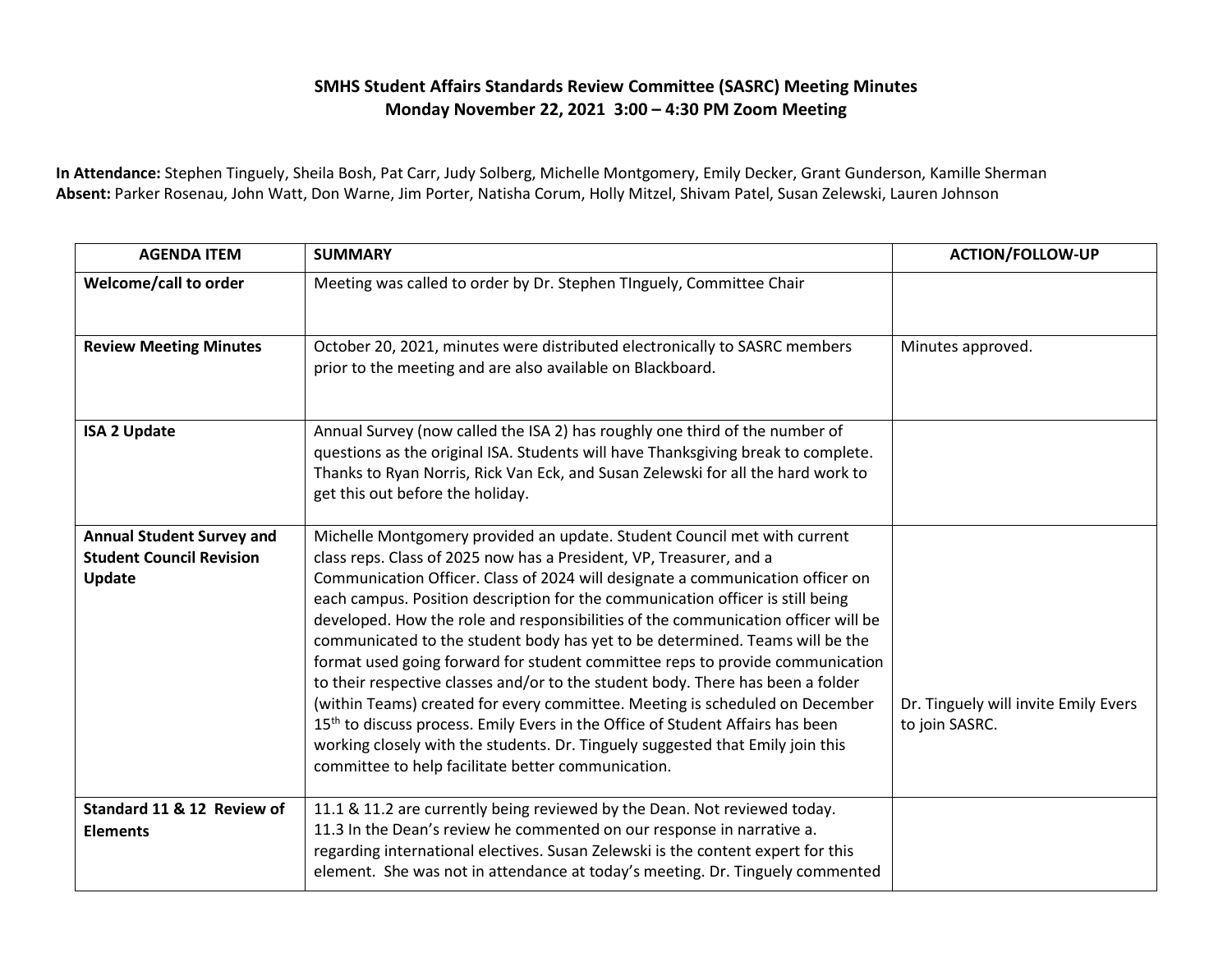**SMHS Student Affairs Standards Review Committee (SASRC) Meeting Minutes**
**Monday November 22, 2021 3:00 – 4:30 PM Zoom Meeting**

**In Attendance:** Stephen Tinguely, Sheila Bosh, Pat Carr, Judy Solberg, Michelle Montgomery, Emily Decker, Grant Gunderson, Kamille Sherman
**Absent:** Parker Rosenau, John Watt, Don Warne, Jim Porter, Natisha Corum, Holly Mitzel, Shivam Patel, Susan Zelewski, Lauren Johnson

| AGENDA ITEM | SUMMARY | ACTION/FOLLOW-UP |
|---|---|---|
| **Welcome/call to order** | Meeting was called to order by Dr. Stephen TInguely, Committee Chair | |
| **Review Meeting Minutes** | October 20, 2021, minutes were distributed electronically to SASRC members prior to the meeting and are also available on Blackboard. | Minutes approved. |
| **ISA 2 Update** | Annual Survey (now called the ISA 2) has roughly one third of the number of questions as the original ISA. Students will have Thanksgiving break to complete. Thanks to Ryan Norris, Rick Van Eck, and Susan Zelewski for all the hard work to get this out before the holiday. | |
| **Annual Student Survey and Student Council Revision Update** | Michelle Montgomery provided an update. Student Council met with current class reps. Class of 2025 now has a President, VP, Treasurer, and a Communication Officer. Class of 2024 will designate a communication officer on each campus. Position description for the communication officer is still being developed. How the role and responsibilities of the communication officer will be communicated to the student body has yet to be determined. Teams will be the format used going forward for student committee reps to provide communication to their respective classes and/or to the student body. There has been a folder (within Teams) created for every committee. Meeting is scheduled on December 15th to discuss process. Emily Evers in the Office of Student Affairs has been working closely with the students. Dr. Tinguely suggested that Emily join this committee to help facilitate better communication. | Dr. Tinguely will invite Emily Evers to join SASRC. |
| **Standard 11 & 12 Review of Elements** | 11.1 & 11.2 are currently being reviewed by the Dean. Not reviewed today. 11.3 In the Dean's review he commented on our response in narrative a. regarding international electives. Susan Zelewski is the content expert for this element. She was not in attendance at today's meeting. Dr. Tinguely commented | |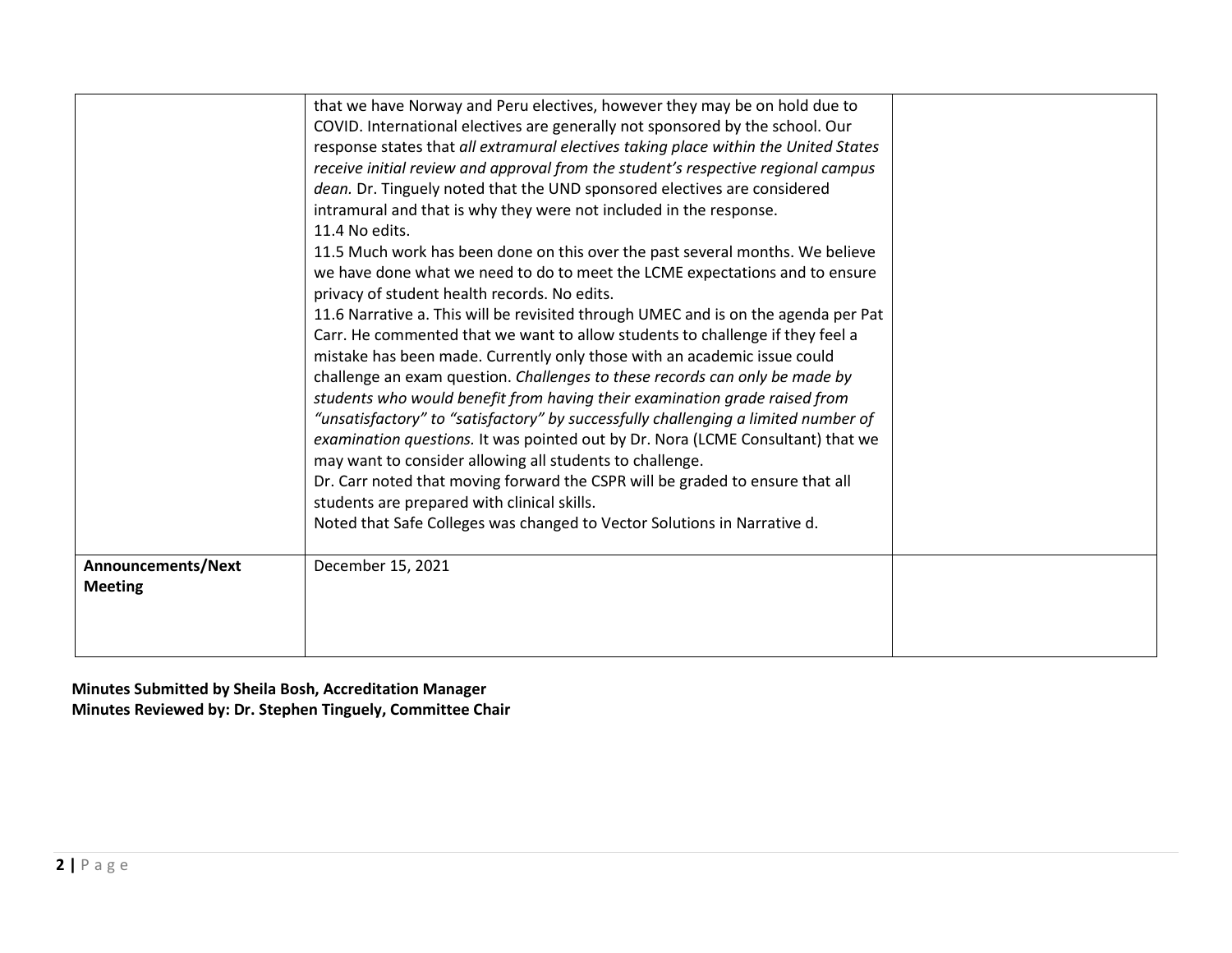| | | |
|---|---|---|
| | that we have Norway and Peru electives, however they may be on hold due to COVID. International electives are generally not sponsored by the school. Our response states that *all extramural electives taking place within the United States receive initial review and approval from the student's respective regional campus dean.* Dr. Tinguely noted that the UND sponsored electives are considered intramural and that is why they were not included in the response.<br>11.4 No edits.<br>11.5 Much work has been done on this over the past several months. We believe we have done what we need to do to meet the LCME expectations and to ensure privacy of student health records. No edits.<br>11.6 Narrative a. This will be revisited through UMEC and is on the agenda per Pat Carr. He commented that we want to allow students to challenge if they feel a mistake has been made. Currently only those with an academic issue could challenge an exam question. *Challenges to these records can only be made by students who would benefit from having their examination grade raised from "unsatisfactory" to "satisfactory" by successfully challenging a limited number of examination questions.* It was pointed out by Dr. Nora (LCME Consultant) that we may want to consider allowing all students to challenge.<br>Dr. Carr noted that moving forward the CSPR will be graded to ensure that all students are prepared with clinical skills.<br>Noted that Safe Colleges was changed to Vector Solutions in Narrative d. | |
| **Announcements/Next Meeting** | December 15, 2021 | |

**Minutes Submitted by Sheila Bosh, Accreditation Manager**
**Minutes Reviewed by: Dr. Stephen Tinguely, Committee Chair**